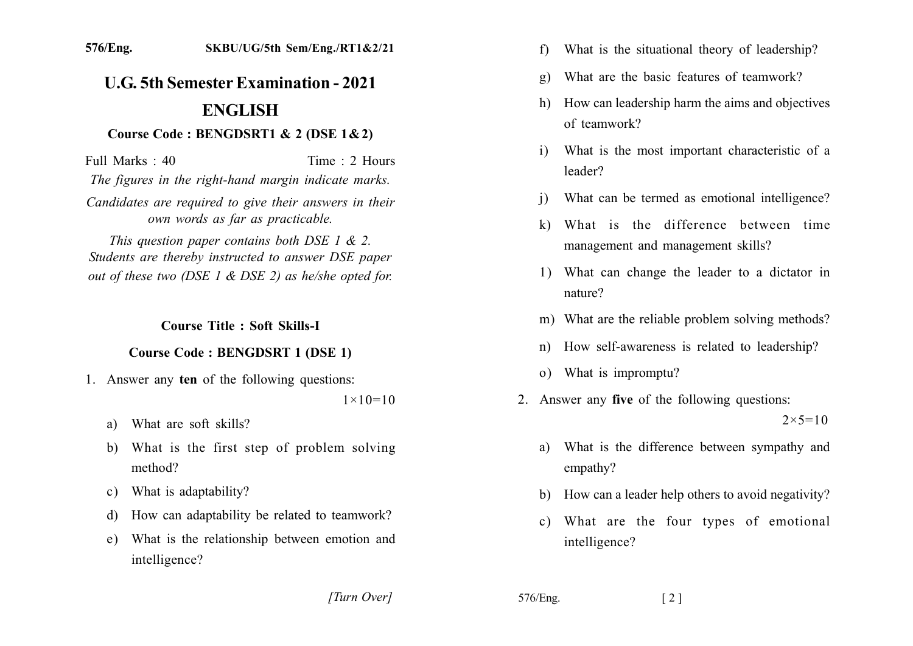576/Eng. SKBU/UG/5th Sem/Eng./RT1&2/21

# U.G. 5th Semester Examination - 2021

# ENGLISH

### Course Code : BENGDSRT1 & 2 (DSE 1 & 2)

Full Marks : 40 Time : 2 Hours

*The figures in the right-hand margin indicate marks.*

*Candidates are required to give their answers in their own words as far as practicable.*

*This question paper contains both DSE 1 & 2. Students are thereby instructed to answer DSE paper out of these two (DSE 1 & DSE 2) as he/she opted for.*

### Course Title : Soft Skills-I

### Course Code : BENGDSRT 1 (DSE 1)

1. Answer any **ten** of the following questions: $1 \times 10 = 10$

   a) What are soft skills?

   b) What is the first step of problem solving method?

   c) What is adaptability?

   d) How can adaptability be related to teamwork?

   e) What is the relationship between emotion and intelligence?

   f) What is the situational theory of leadership?

   g) What are the basic features of teamwork?

   h) How can leadership harm the aims and objectives of teamwork?

   i) What is the most important characteristic of a leader?

   j) What can be termed as emotional intelligence?

   k) What is the difference between time management and management skills?

   l) What can change the leader to a dictator in nature?

   m) What are the reliable problem solving methods?

   n) How self-awareness is related to leadership?

   o) What is impromptu?

2. Answer any **five** of the following questions: $2 \times 5 = 10$

   a) What is the difference between sympathy and empathy?

   b) How can a leader help others to avoid negativity?

   c) What are the four types of emotional intelligence?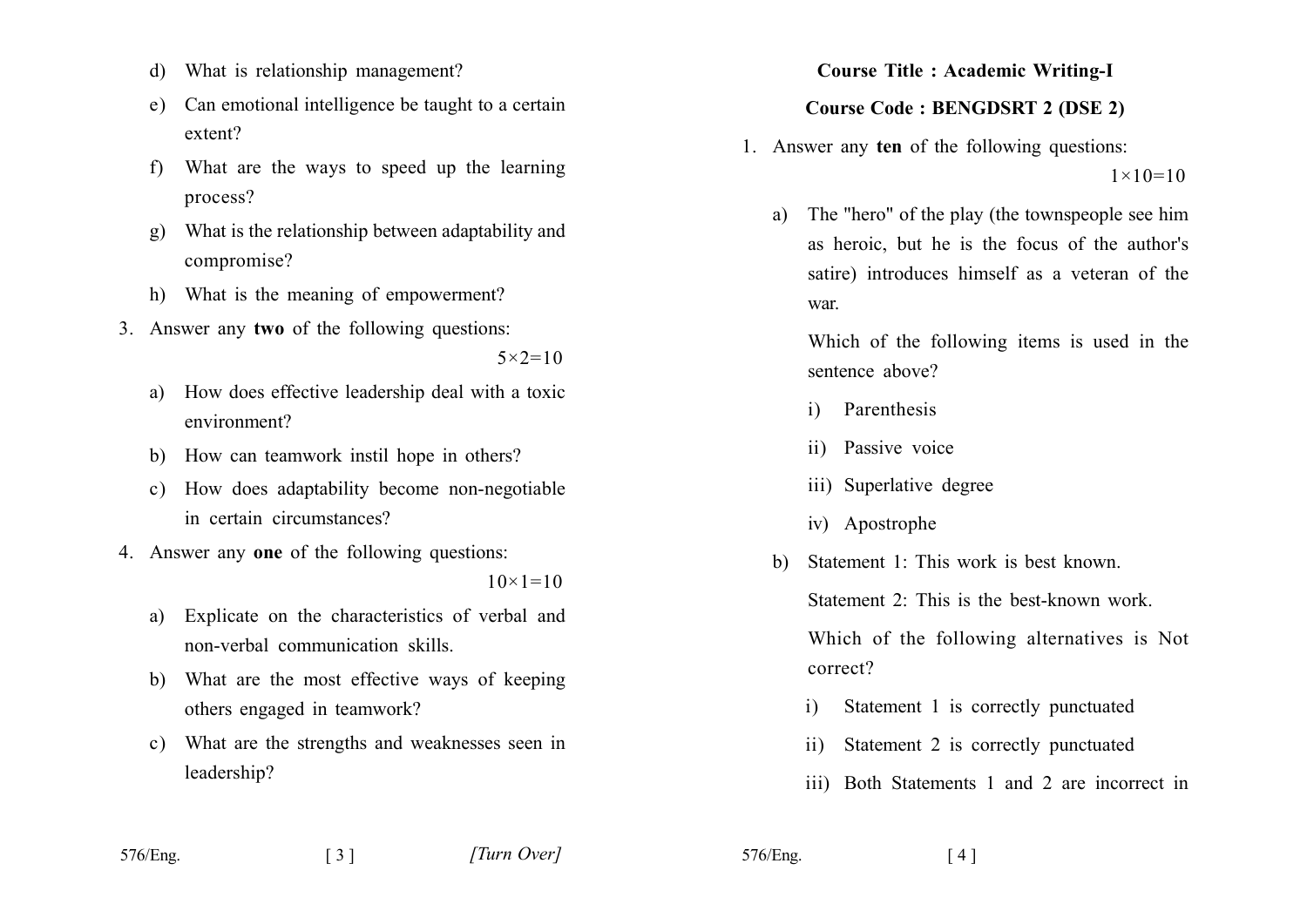d) What is relationship management?

e) Can emotional intelligence be taught to a certain extent?

f) What are the ways to speed up the learning process?

g) What is the relationship between adaptability and compromise?

h) What is the meaning of empowerment?

3. Answer any **two** of the following questions: 5×2=10

a) How does effective leadership deal with a toxic environment?

b) How can teamwork instil hope in others?

c) How does adaptability become non-negotiable in certain circumstances?

4. Answer any **one** of the following questions: 10×1=10

a) Explicate on the characteristics of verbal and non-verbal communication skills.

b) What are the most effective ways of keeping others engaged in teamwork?

c) What are the strengths and weaknesses seen in leadership?

**Course Title : Academic Writing-I**

**Course Code : BENGDSRT 2 (DSE 2)**

1. Answer any **ten** of the following questions: 1×10=10

a) The "hero" of the play (the townspeople see him as heroic, but he is the focus of the author's satire) introduces himself as a veteran of the war.

Which of the following items is used in the sentence above?

i) Parenthesis

ii) Passive voice

iii) Superlative degree

iv) Apostrophe

b) Statement 1: This work is best known.

Statement 2: This is the best-known work.

Which of the following alternatives is Not correct?

i) Statement 1 is correctly punctuated

ii) Statement 2 is correctly punctuated

iii) Both Statements 1 and 2 are incorrect in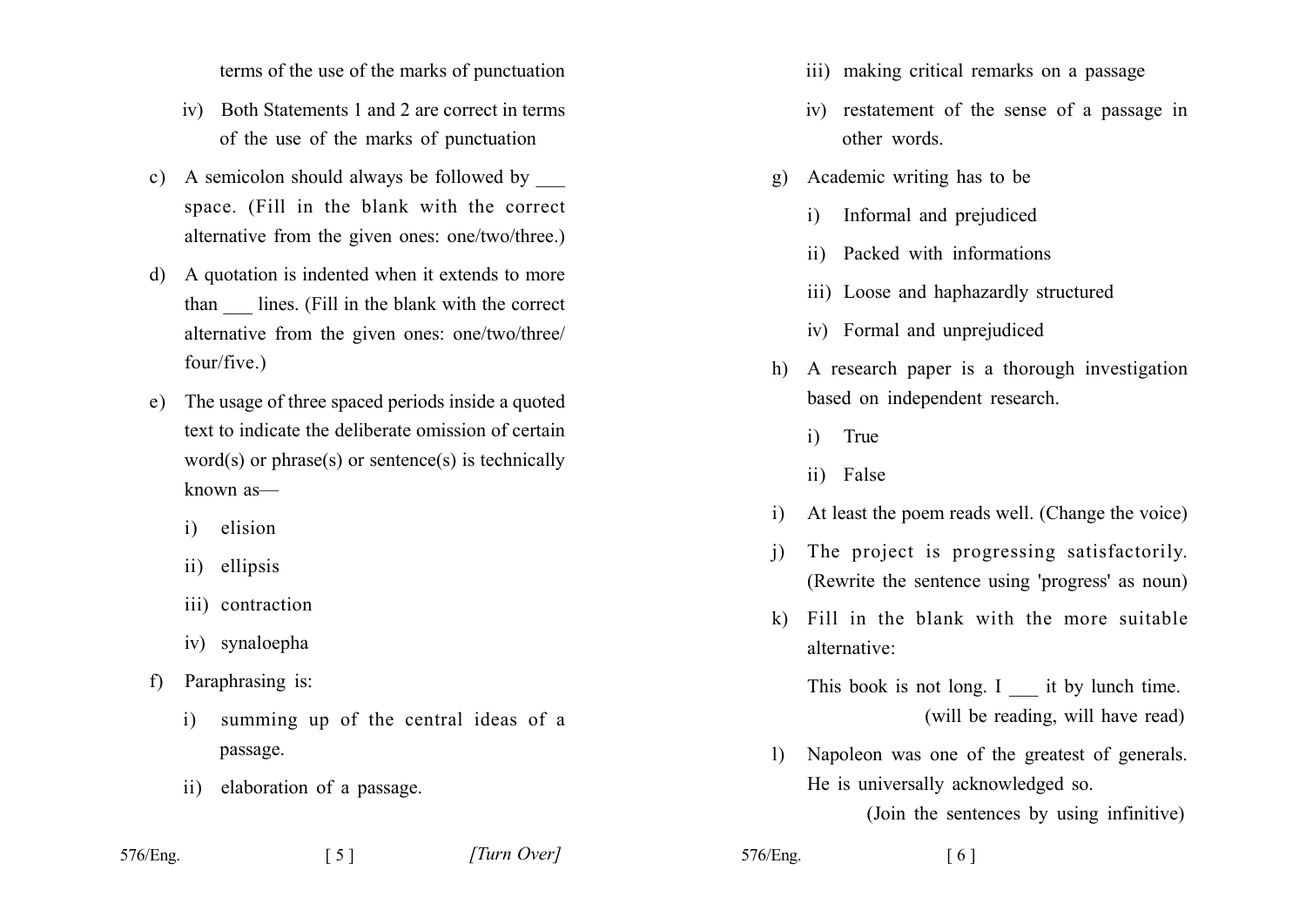terms of the use of the marks of punctuation

iv) Both Statements 1 and 2 are correct in terms of the use of the marks of punctuation

c) A semicolon should always be followed by ___ space. (Fill in the blank with the correct alternative from the given ones: one/two/three.)

d) A quotation is indented when it extends to more than ___ lines. (Fill in the blank with the correct alternative from the given ones: one/two/three/four/five.)

e) The usage of three spaced periods inside a quoted text to indicate the deliberate omission of certain word(s) or phrase(s) or sentence(s) is technically known as—

i) elision

ii) ellipsis

iii) contraction

iv) synaloepha

f) Paraphrasing is:

i) summing up of the central ideas of a passage.

ii) elaboration of a passage.

iii) making critical remarks on a passage

iv) restatement of the sense of a passage in other words.

g) Academic writing has to be

i) Informal and prejudiced

ii) Packed with informations

iii) Loose and haphazardly structured

iv) Formal and unprejudiced

h) A research paper is a thorough investigation based on independent research.

i) True

ii) False

i) At least the poem reads well. (Change the voice)

j) The project is progressing satisfactorily. (Rewrite the sentence using 'progress' as noun)

k) Fill in the blank with the more suitable alternative:

This book is not long. I ___ it by lunch time. (will be reading, will have read)

l) Napoleon was one of the greatest of generals. He is universally acknowledged so. (Join the sentences by using infinitive)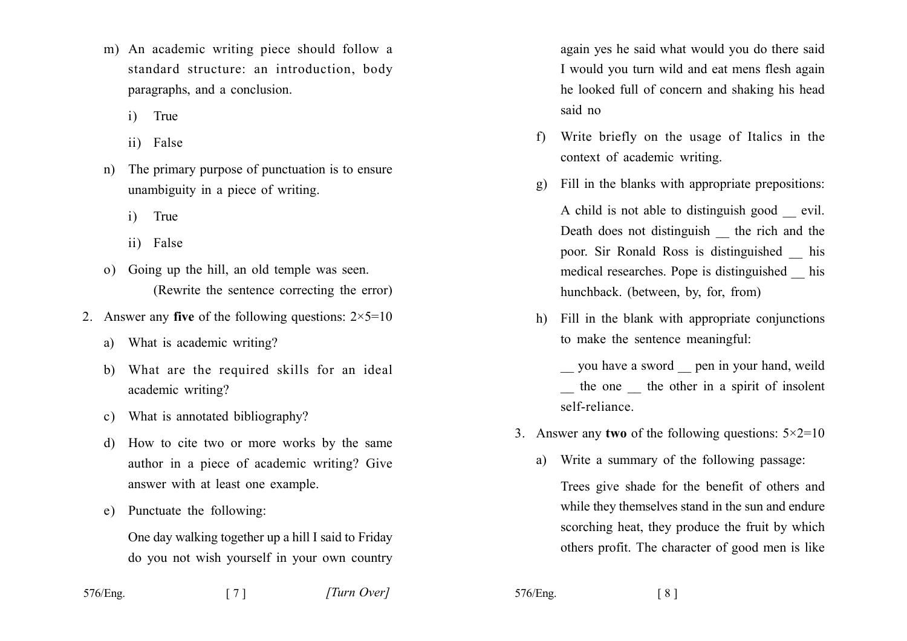m) An academic writing piece should follow a standard structure: an introduction, body paragraphs, and a conclusion.

   i) True

   ii) False

n) The primary purpose of punctuation is to ensure unambiguity in a piece of writing.

   i) True

   ii) False

o) Going up the hill, an old temple was seen.
   (Rewrite the sentence correcting the error)

2. Answer any **five** of the following questions: 2×5=10

   a) What is academic writing?

   b) What are the required skills for an ideal academic writing?

   c) What is annotated bibliography?

   d) How to cite two or more works by the same author in a piece of academic writing? Give answer with at least one example.

   e) Punctuate the following:

   One day walking together up a hill I said to Friday do you not wish yourself in your own country again yes he said what would you do there said I would you turn wild and eat mens flesh again he looked full of concern and shaking his head said no

   f) Write briefly on the usage of Italics in the context of academic writing.

   g) Fill in the blanks with appropriate prepositions:

   A child is not able to distinguish good __ evil. Death does not distinguish __ the rich and the poor. Sir Ronald Ross is distinguished __ his medical researches. Pope is distinguished __ his hunchback. (between, by, for, from)

   h) Fill in the blank with appropriate conjunctions to make the sentence meaningful:

   __ you have a sword __ pen in your hand, weild __ the one __ the other in a spirit of insolent self-reliance.

3. Answer any **two** of the following questions: 5×2=10

   a) Write a summary of the following passage:

   Trees give shade for the benefit of others and while they themselves stand in the sun and endure scorching heat, they produce the fruit by which others profit. The character of good men is like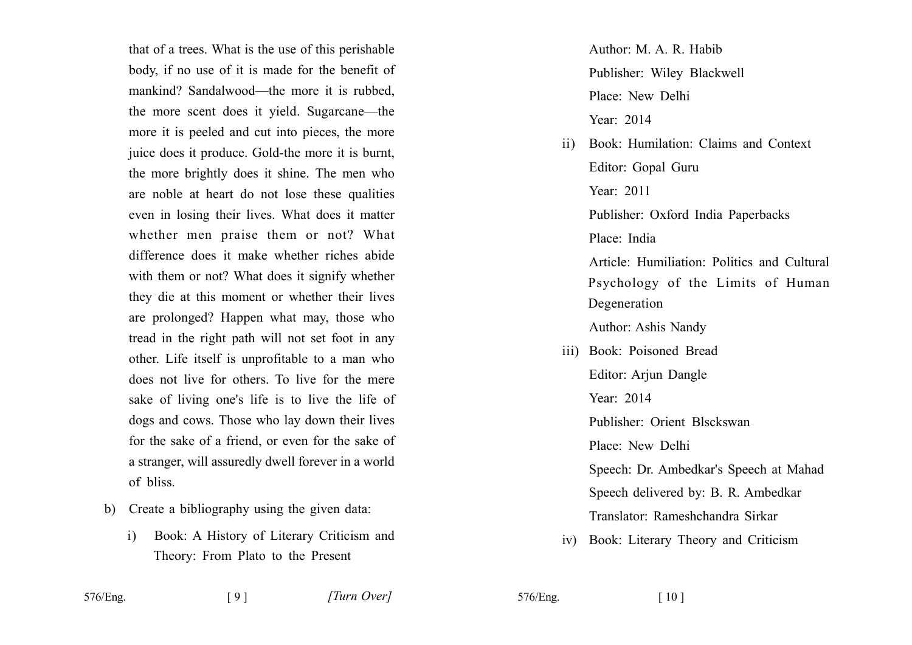that of a trees. What is the use of this perishable body, if no use of it is made for the benefit of mankind? Sandalwood—the more it is rubbed, the more scent does it yield. Sugarcane—the more it is peeled and cut into pieces, the more juice does it produce. Gold-the more it is burnt, the more brightly does it shine. The men who are noble at heart do not lose these qualities even in losing their lives. What does it matter whether men praise them or not? What difference does it make whether riches abide with them or not? What does it signify whether they die at this moment or whether their lives are prolonged? Happen what may, those who tread in the right path will not set foot in any other. Life itself is unprofitable to a man who does not live for others. To live for the mere sake of living one's life is to live the life of dogs and cows. Those who lay down their lives for the sake of a friend, or even for the sake of a stranger, will assuredly dwell forever in a world of bliss.

b) Create a bibliography using the given data:

i) Book: A History of Literary Criticism and Theory: From Plato to the Present

Author: M. A. R. Habib

Publisher: Wiley Blackwell

Place: New Delhi

Year: 2014

ii) Book: Humilation: Claims and Context

Editor: Gopal Guru

Year: 2011

Publisher: Oxford India Paperbacks

Place: India

Article: Humiliation: Politics and Cultural Psychology of the Limits of Human Degeneration

Author: Ashis Nandy

iii) Book: Poisoned Bread

Editor: Arjun Dangle

Year: 2014

Publisher: Orient Blsckswan

Place: New Delhi

Speech: Dr. Ambedkar's Speech at Mahad

Speech delivered by: B. R. Ambedkar

Translator: Rameshchandra Sirkar

iv) Book: Literary Theory and Criticism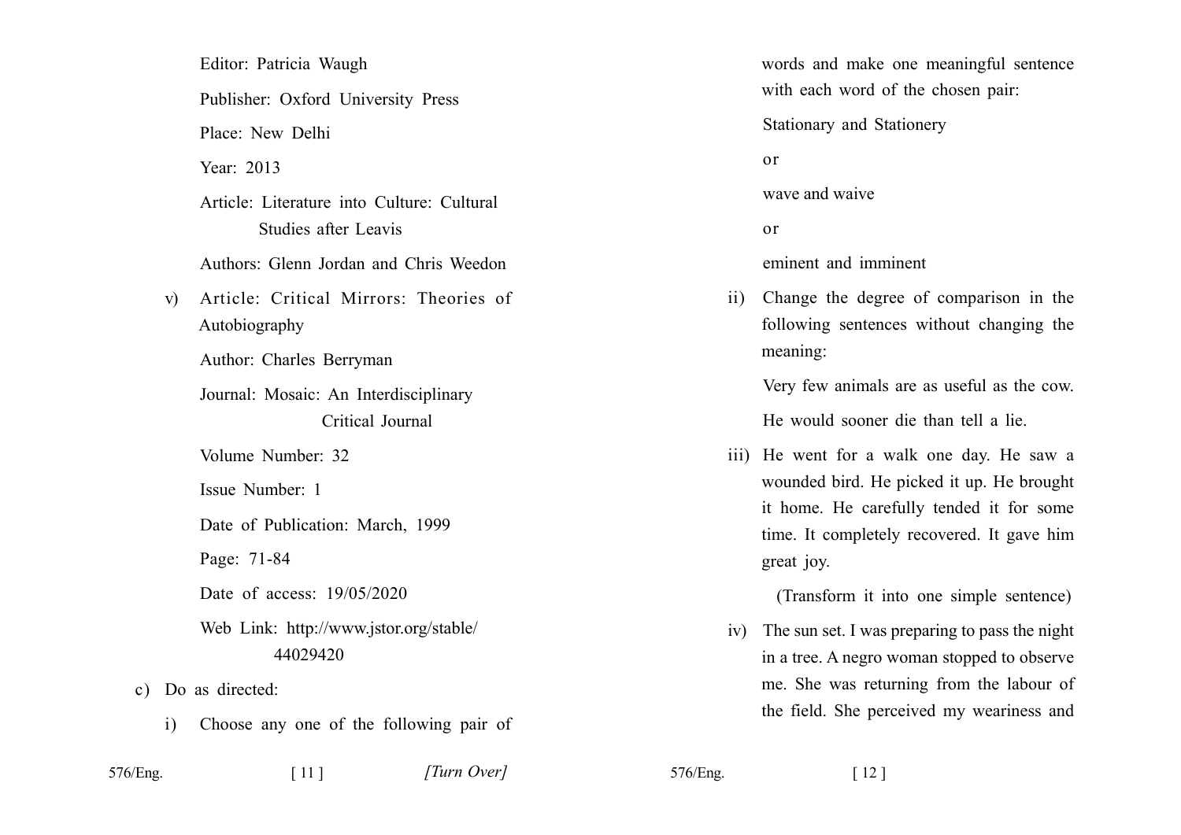Editor: Patricia Waugh

Publisher: Oxford University Press

Place: New Delhi

Year: 2013

Article: Literature into Culture: Cultural Studies after Leavis

Authors: Glenn Jordan and Chris Weedon

v) Article: Critical Mirrors: Theories of Autobiography

Author: Charles Berryman

Journal: Mosaic: An Interdisciplinary Critical Journal

Volume Number: 32

Issue Number: 1

Date of Publication: March, 1999

Page: 71-84

Date of access: 19/05/2020

Web Link: http://www.jstor.org/stable/44029420

c) Do as directed:

i) Choose any one of the following pair of words and make one meaningful sentence with each word of the chosen pair:

Stationary and Stationery

or

wave and waive

or

eminent and imminent

ii) Change the degree of comparison in the following sentences without changing the meaning:

Very few animals are as useful as the cow.

He would sooner die than tell a lie.

iii) He went for a walk one day. He saw a wounded bird. He picked it up. He brought it home. He carefully tended it for some time. It completely recovered. It gave him great joy.

(Transform it into one simple sentence)

iv) The sun set. I was preparing to pass the night in a tree. A negro woman stopped to observe me. She was returning from the labour of the field. She perceived my weariness and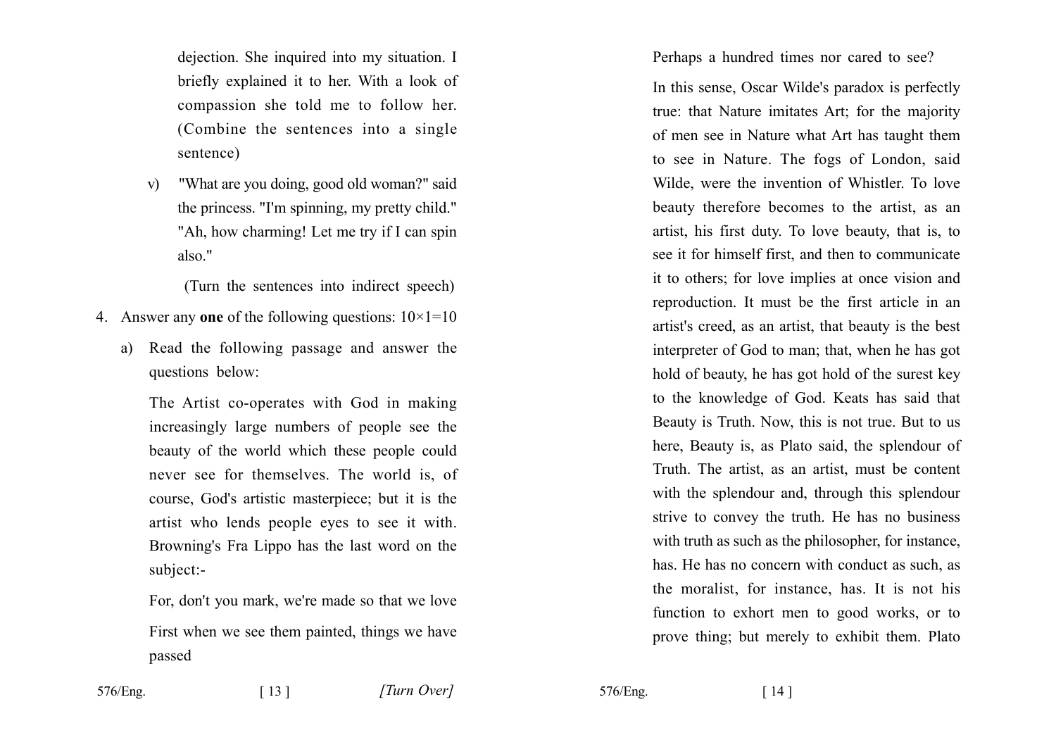dejection. She inquired into my situation. I briefly explained it to her. With a look of compassion she told me to follow her. (Combine the sentences into a single sentence)

v) "What are you doing, good old woman?" said the princess. "I'm spinning, my pretty child." "Ah, how charming! Let me try if I can spin also."

(Turn the sentences into indirect speech)

4. Answer any **one** of the following questions: 10×1=10

a) Read the following passage and answer the questions below:

The Artist co-operates with God in making increasingly large numbers of people see the beauty of the world which these people could never see for themselves. The world is, of course, God's artistic masterpiece; but it is the artist who lends people eyes to see it with. Browning's Fra Lippo has the last word on the subject:-

For, don't you mark, we're made so that we love

First when we see them painted, things we have passed

Perhaps a hundred times nor cared to see?

In this sense, Oscar Wilde's paradox is perfectly true: that Nature imitates Art; for the majority of men see in Nature what Art has taught them to see in Nature. The fogs of London, said Wilde, were the invention of Whistler. To love beauty therefore becomes to the artist, as an artist, his first duty. To love beauty, that is, to see it for himself first, and then to communicate it to others; for love implies at once vision and reproduction. It must be the first article in an artist's creed, as an artist, that beauty is the best interpreter of God to man; that, when he has got hold of beauty, he has got hold of the surest key to the knowledge of God. Keats has said that Beauty is Truth. Now, this is not true. But to us here, Beauty is, as Plato said, the splendour of Truth. The artist, as an artist, must be content with the splendour and, through this splendour strive to convey the truth. He has no business with truth as such as the philosopher, for instance, has. He has no concern with conduct as such, as the moralist, for instance, has. It is not his function to exhort men to good works, or to prove thing; but merely to exhibit them. Plato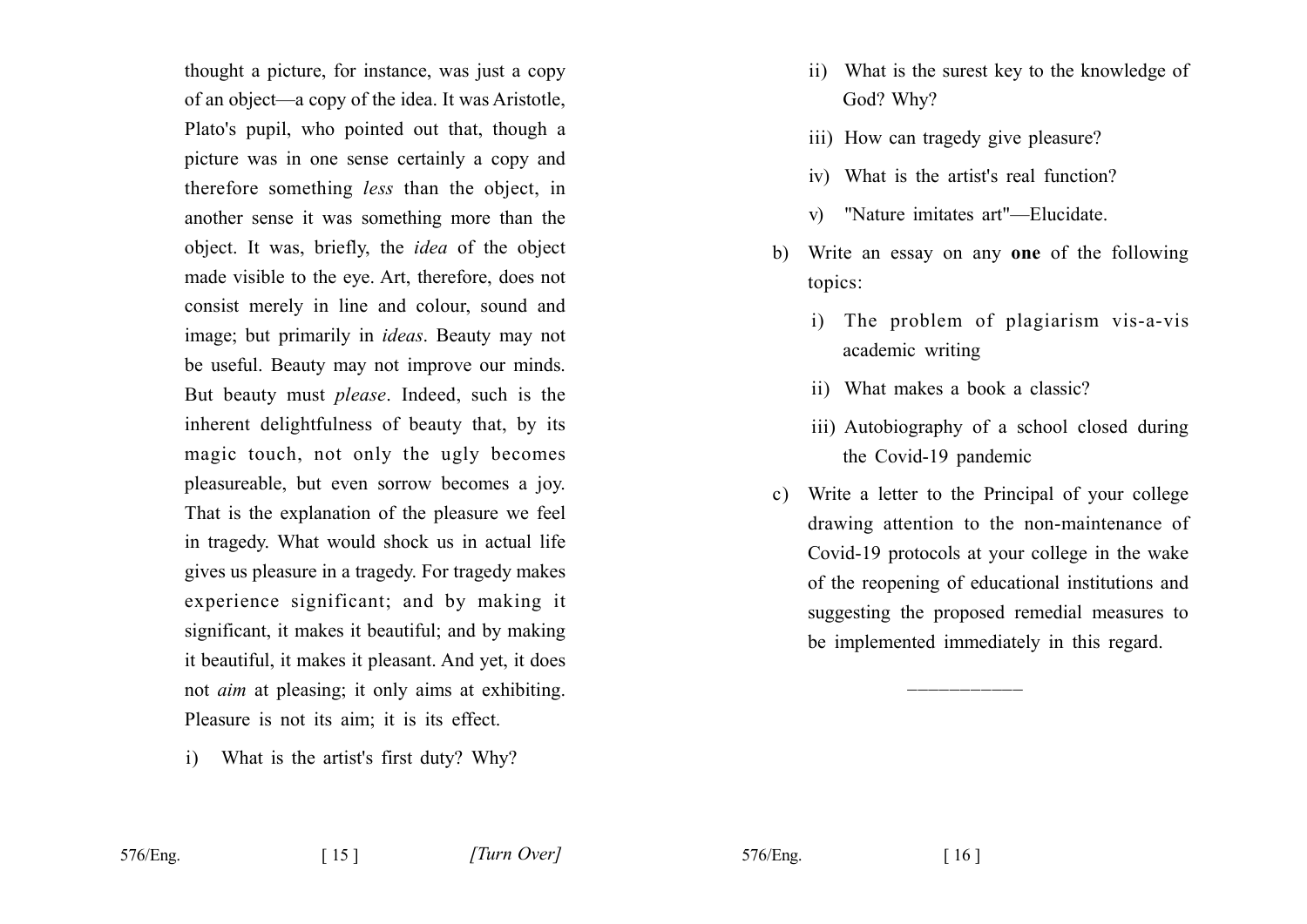thought a picture, for instance, was just a copy of an object—a copy of the idea. It was Aristotle, Plato's pupil, who pointed out that, though a picture was in one sense certainly a copy and therefore something *less* than the object, in another sense it was something more than the object. It was, briefly, the *idea* of the object made visible to the eye. Art, therefore, does not consist merely in line and colour, sound and image; but primarily in *ideas*. Beauty may not be useful. Beauty may not improve our minds. But beauty must *please*. Indeed, such is the inherent delightfulness of beauty that, by its magic touch, not only the ugly becomes pleasureable, but even sorrow becomes a joy. That is the explanation of the pleasure we feel in tragedy. What would shock us in actual life gives us pleasure in a tragedy. For tragedy makes experience significant; and by making it significant, it makes it beautiful; and by making it beautiful, it makes it pleasant. And yet, it does not *aim* at pleasing; it only aims at exhibiting. Pleasure is not its aim; it is its effect.

i) What is the artist's first duty? Why?

ii) What is the surest key to the knowledge of God? Why?

iii) How can tragedy give pleasure?

iv) What is the artist's real function?

v) "Nature imitates art"—Elucidate.

b) Write an essay on any **one** of the following topics:

i) The problem of plagiarism vis-a-vis academic writing

ii) What makes a book a classic?

iii) Autobiography of a school closed during the Covid-19 pandemic

c) Write a letter to the Principal of your college drawing attention to the non-maintenance of Covid-19 protocols at your college in the wake of the reopening of educational institutions and suggesting the proposed remedial measures to be implemented immediately in this regard.

———————